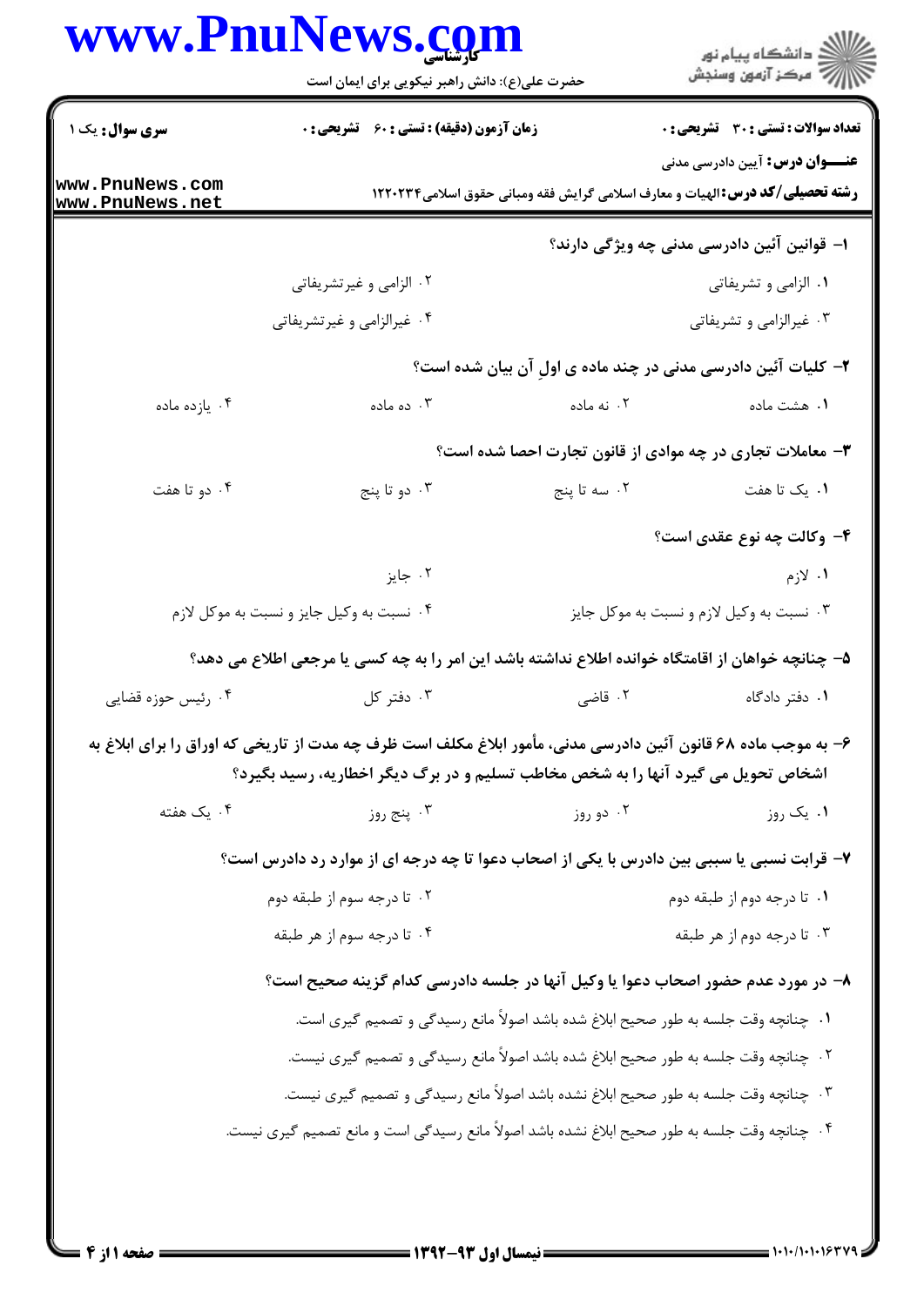**سری سوال:** یک ۱

**زمان آزمون (دقیقه) : تستی : ۶۰ تشریحی : ۰**

**تعداد سوالات : تستی : ۳۰ تشریحی : ۰**

**عنـــوان درس:** آیین دادرسی مدنی

**رشته تحصیلی/کد درس:** الهیات و معارف اسلامی گرایش فقه ومبانی حقوق اسلامی۱۲۲۰۲۳۴

۱- قوانین آئین دادرسی مدنی چه ویژگی دارند؟

۱. الزامی و تشریفاتی
۲. الزامی و غیرتشریفاتی
۳. غیرالزامی و تشریفاتی
۴. غیرالزامی و غیرتشریفاتی

۲- کلیات آئین دادرسی مدنی در چند ماده ی اولِ آن بیان شده است؟

۱. هشت ماده
۲. نه ماده
۳. ده ماده
۴. یازده ماده

۳- معاملات تجاری در چه موادی از قانون تجارت احصا شده است؟

۱. یک تا هفت
۲. سه تا پنج
۳. دو تا پنج
۴. دو تا هفت

۴- وکالت چه نوع عقدی است؟

۱. لازم
۲. جایز
۳. نسبت به وکیل لازم و نسبت به موکل جایز
۴. نسبت به وکیل جایز و نسبت به موکل لازم

۵- چنانچه خواهان از اقامتگاه خوانده اطلاع نداشته باشد این امر را به چه کسی یا مرجعی اطلاع می دهد؟

۱. دفتر دادگاه
۲. قاضی
۳. دفتر کل
۴. رئیس حوزه قضایی

۶- به موجب ماده ۶۸ قانون آئین دادرسی مدنی، مأمور ابلاغ مکلف است ظرف چه مدت از تاریخی که اوراق را برای ابلاغ به اشخاص تحویل می گیرد آنها را به شخص مخاطب تسلیم و در برگ دیگر اخطاریه، رسید بگیرد؟

۱. یک روز
۲. دو روز
۳. پنج روز
۴. یک هفته

۷- قرابت نسبی یا سببی بین دادرس با یکی از اصحاب دعوا تا چه درجه ای از موارد رد دادرس است؟

۱. تا درجه دوم از طبقه دوم
۲. تا درجه سوم از طبقه دوم
۳. تا درجه دوم از هر طبقه
۴. تا درجه سوم از هر طبقه

۸- در مورد عدم حضور اصحاب دعوا یا وکیل آنها در جلسه دادرسی کدام گزینه صحیح است؟

۱. چنانچه وقت جلسه به طور صحیح ابلاغ شده باشد اصولاً مانع رسیدگی و تصمیم گیری است.
۲. چنانچه وقت جلسه به طور صحیح ابلاغ شده باشد اصولاً مانع رسیدگی و تصمیم گیری نیست.
۳. چنانچه وقت جلسه به طور صحیح ابلاغ نشده باشد اصولاً مانع رسیدگی و تصمیم گیری نیست.
۴. چنانچه وقت جلسه به طور صحیح ابلاغ نشده باشد اصولاً مانع رسیدگی است و مانع تصمیم گیری نیست.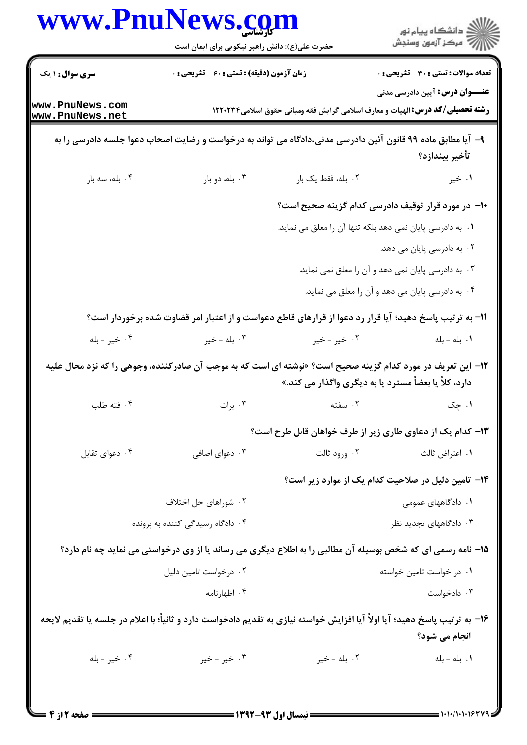۹- آیا مطابق ماده ۹۹ قانون آئین دادرسی مدنی،دادگاه می تواند به درخواست و رضایت اصحاب دعوا جلسه دادرسی را به تأخیر بیندازد؟

۱. خیر
۲. بله، فقط یک بار
۳. بله، دو بار
۴. بله، سه بار

۱۰- در مورد قرار توقیف دادرسی کدام گزینه صحیح است؟

۱. به دادرسی پایان نمی دهد بلکه تنها آن را معلق می نماید.
۲. به دادرسی پایان می دهد.
۳. به دادرسی پایان نمی دهد و آن را معلق نمی نماید.
۴. به دادرسی پایان می دهد و آن را معلق می نماید.

۱۱- به ترتیب پاسخ دهید؛ آیا قرار رد دعوا از قرارهای قاطع دعواست و از اعتبار امر قضاوت شده برخوردار است؟

۱. بله - بله
۲. خیر - خیر
۳. بله - خیر
۴. خیر - بله

۱۲- این تعریف در مورد کدام گزینه صحیح است؟ «نوشته ای است که به موجب آن صادرکننده، وجوهی را که نزد محال علیه دارد، کلاً یا بعضاً مسترد یا به دیگری واگذار می کند.»

۱. چک
۲. سفته
۳. برات
۴. فته طلب

۱۳- کدام یک از دعاوی طاری زیر از طرف خواهان قابل طرح است؟

۱. اعتراض ثالث
۲. ورود ثالث
۳. دعوای اضافی
۴. دعوای تقابل

۱۴- تامین دلیل در صلاحیت کدام یک از موارد زیر است؟

۱. دادگاههای عمومی
۲. شوراهای حل اختلاف
۳. دادگاههای تجدید نظر
۴. دادگاه رسیدگی کننده به پرونده

۱۵- نامه رسمی ای که شخص بوسیله آن مطالبی را به اطلاع دیگری می رساند یا از وی درخواستی می نماید چه نام دارد؟

۱. در خواست تامین خواسته
۲. درخواست تامین دلیل
۳. دادخواست
۴. اظهارنامه

۱۶- به ترتیب پاسخ دهید؛ آیا اولاً آیا افزایش خواسته نیازی به تقدیم دادخواست دارد و ثانیاً؛ با اعلام در جلسه یا تقدیم لایحه انجام می شود؟

۱. بله - بله
۲. بله - خیر
۳. خیر - خیر
۴. خیر - بله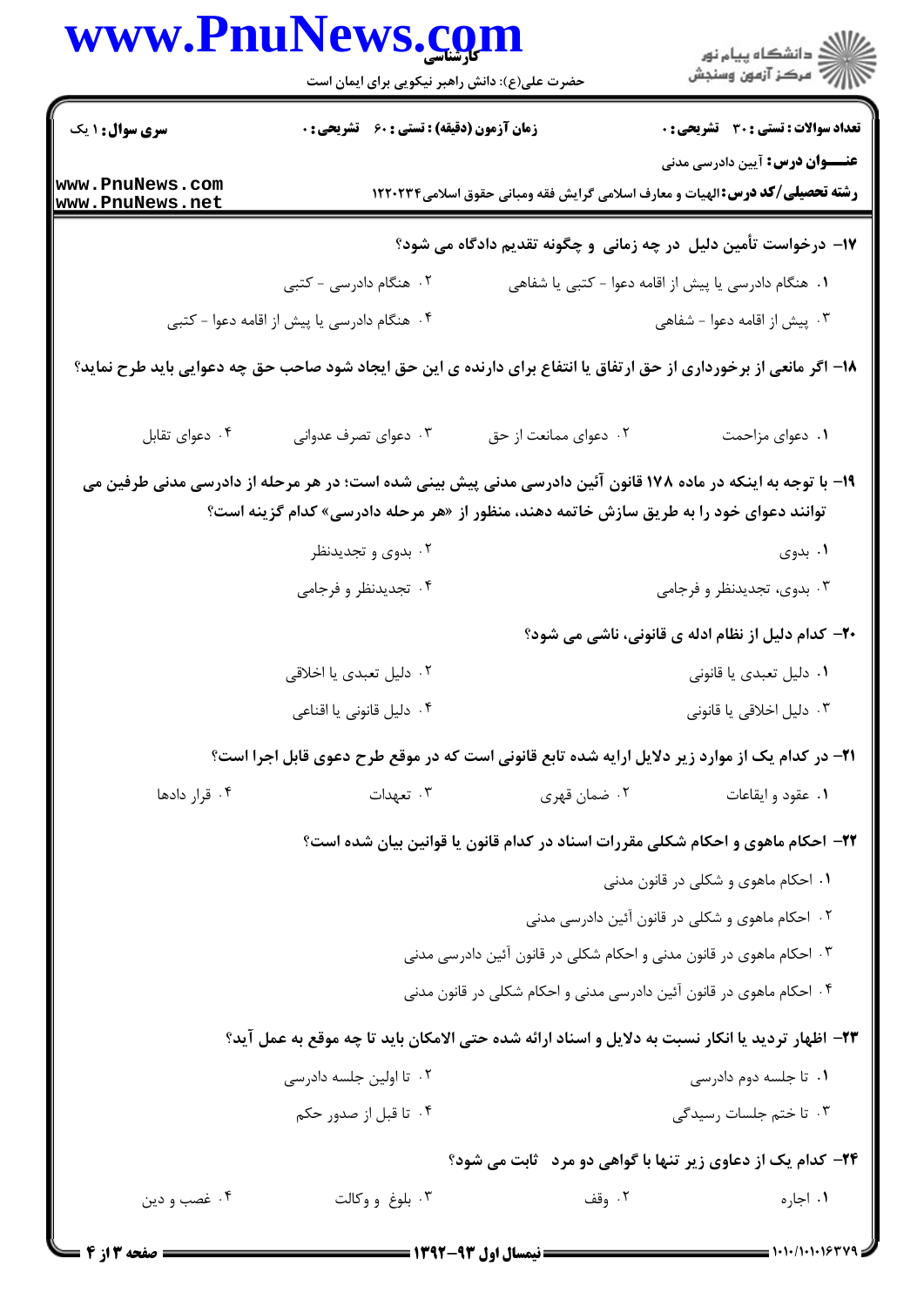**سری سوال:** ۱ یک | **زمان آزمون (دقیقه) : تستی : ۶۰ تشریحی : ۰** | **تعداد سوالات : تستی : ۳۰ تشریحی : ۰**

**عنـــوان درس:** آیین دادرسی مدنی

**رشته تحصیلی/کد درس:** الهیات و معارف اسلامی گرایش فقه ومبانی حقوق اسلامی۱۲۲۰۲۳۴

**۱۷- درخواست تأمین دلیل در چه زمانی و چگونه تقدیم دادگاه می شود؟**

۱. هنگام دادرسی یا پیش از اقامه دعوا - کتبی یا شفاهی

۲. هنگام دادرسی - کتبی

۳. پیش از اقامه دعوا - شفاهی

۴. هنگام دادرسی یا پیش از اقامه دعوا - کتبی

**۱۸- اگر مانعی از برخورداری از حق ارتفاق یا انتفاع برای دارنده ی این حق ایجاد شود صاحب حق چه دعوایی باید طرح نماید؟**

۱. دعوای مزاحمت

۲. دعوای ممانعت از حق

۳. دعوای تصرف عدوانی

۴. دعوای تقابل

**۱۹- با توجه به اینکه در ماده ۱۷۸ قانون آئین دادرسی مدنی پیش بینی شده است؛ در هر مرحله از دادرسی مدنی طرفین می توانند دعوای خود را به طریق سازش خاتمه دهند، منظور از «هر مرحله دادرسی» کدام گزینه است؟**

۱. بدوی

۲. بدوی و تجدیدنظر

۳. بدوی، تجدیدنظر و فرجامی

۴. تجدیدنظر و فرجامی

**۲۰- کدام دلیل از نظام ادله ی قانونی، ناشی می شود؟**

۱. دلیل تعبدی یا قانونی

۲. دلیل تعبدی یا اخلاقی

۳. دلیل اخلاقی یا قانونی

۴. دلیل قانونی یا اقناعی

**۲۱- در کدام یک از موارد زیر دلایل ارایه شده تابع قانونی است که در موقع طرح دعوی قابل اجرا است؟**

۱. عقود و ایقاعات

۲. ضمان قهری

۳. تعهدات

۴. قرار دادها

**۲۲- احکام ماهوی و احکام شکلی مقررات اسناد در کدام قانون یا قوانین بیان شده است؟**

۱. احکام ماهوی و شکلی در قانون مدنی

۲. احکام ماهوی و شکلی در قانون آئین دادرسی مدنی

۳. احکام ماهوی در قانون مدنی و احکام شکلی در قانون آئین دادرسی مدنی

۴. احکام ماهوی در قانون آئین دادرسی مدنی و احکام شکلی در قانون مدنی

**۲۳- اظهار تردید یا انکار نسبت به دلایل و اسناد ارائه شده حتی الامکان باید تا چه موقع به عمل آید؟**

۱. تا جلسه دوم دادرسی

۲. تا اولین جلسه دادرسی

۳. تا ختم جلسات رسیدگی

۴. تا قبل از صدور حکم

**۲۴- کدام یک از دعاوی زیر تنها با گواهی دو مرد ثابت می شود؟**

۱. اجاره

۲. وقف

۳. بلوغ و وکالت

۴. غصب و دین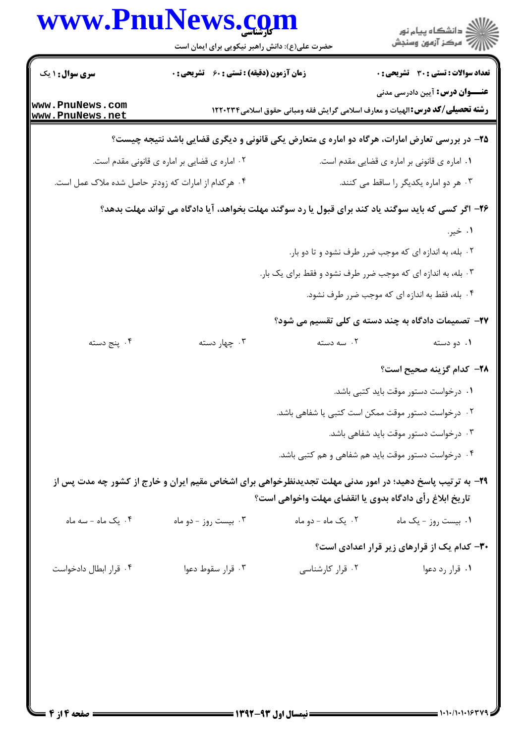۲۵- در بررسی تعارض امارات، هرگاه دو اماره ی متعارض یکی قانونی و دیگری قضایی باشد نتیجه چیست؟

۱. اماره ی قانونی بر اماره ی قضایی مقدم است.

۲. اماره ی قضایی بر اماره ی قانونی مقدم است.

۳. هر دو اماره یکدیگر را ساقط می کنند.

۴. هرکدام از امارات که زودتر حاصل شده ملاک عمل است.

۲۶- اگر کسی که باید سوگند یاد کند برای قبول یا رد سوگند مهلت بخواهد، آیا دادگاه می تواند مهلت بدهد؟

۱. خیر.

۲. بله، به اندازه ای که موجب ضرر طرف نشود و تا دو بار.

۳. بله، به اندازه ای که موجب ضرر طرف نشود و فقط برای یک بار.

۴. بله، فقط به اندازه ای که موجب ضرر طرف نشود.

۲۷- تصمیمات دادگاه به چند دسته ی کلی تقسیم می شود؟

۱. دو دسته

۲. سه دسته

۳. چهار دسته

۴. پنج دسته

۲۸- کدام گزینه صحیح است؟

۱. درخواست دستور موقت باید کتبی باشد.

۲. درخواست دستور موقت ممکن است کتبی یا شفاهی باشد.

۳. درخواست دستور موقت باید شفاهی باشد.

۴. درخواست دستور موقت باید هم شفاهی و هم کتبی باشد.

۲۹- به ترتیب پاسخ دهید؛ در امور مدنی مهلت تجدیدنظرخواهی برای اشخاص مقیم ایران و خارج از کشور چه مدت پس از تاریخ ابلاغ رأی دادگاه بدوی یا انقضای مهلت واخواهی است؟

۱. بیست روز - یک ماه

۲. یک ماه - دو ماه

۳. بیست روز - دو ماه

۴. یک ماه - سه ماه

۳۰- کدام یک از قرارهای زیر قرار اعدادی است؟

۱. قرار رد دعوا

۲. قرار کارشناسی

۳. قرار سقوط دعوا

۴. قرار ابطال دادخواست